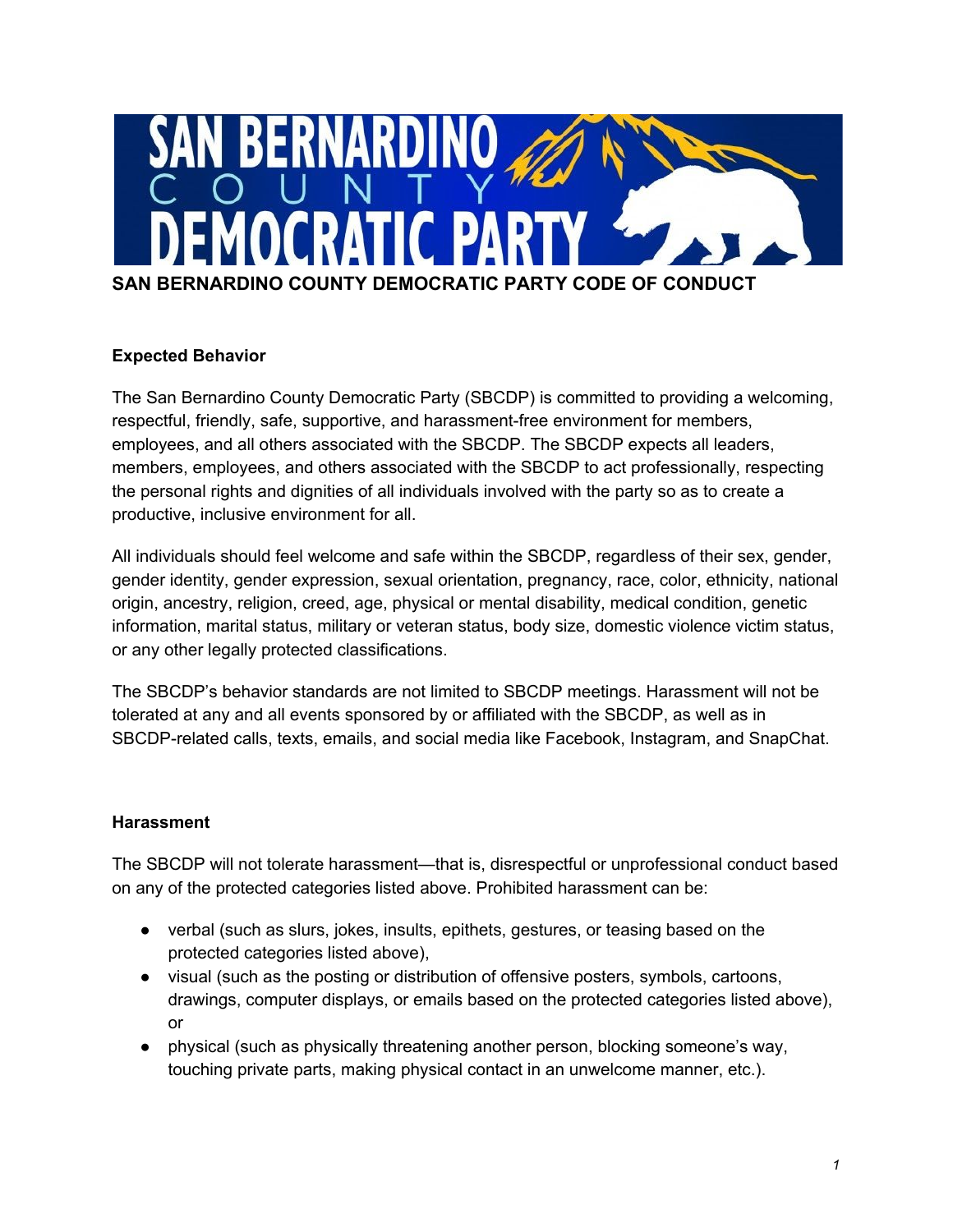# SAN BERNARDINO COUNTY DEMOCRATIC PARTY CODE OF CONDUCT

## Expected Behavior

The San Bernardino County Democratic Party (SBCDP) is committed to providing a welcoming, respectful, friendly, safe, supportive, and harassment-free environment for members, employees, and all others associated with the SBCDP. The SBCDP expects all leaders, members, employees, and others associated with the SBCDP to act professionally, respecting the personal rights and dignities of all individuals involved with the party so as to create a productive, inclusive environment for all.

All individuals should feel welcome and safe within the SBCDP, regardless of their sex, gender, gender identity, gender expression, sexual orientation, pregnancy, race, color, ethnicity, national origin, ancestry, religion, creed, age, physical or mental disability, medical condition, genetic information, marital status, military or veteran status, body size, domestic violence victim status, or any other legally protected classifications.

The SBCDP's behavior standards are not limited to SBCDP meetings. Harassment will not be tolerated at any and all events sponsored by or affiliated with the SBCDP, as well as in SBCDP-related calls, texts, emails, and social media like Facebook, Instagram, and SnapChat.

## Harassment

The SBCDP will not tolerate harassment—that is, disrespectful or unprofessional conduct based on any of the protected categories listed above. Prohibited harassment can be:

- verbal (such as slurs, jokes, insults, epithets, gestures, or teasing based on the protected categories listed above),
- visual (such as the posting or distribution of offensive posters, symbols, cartoons, drawings, computer displays, or emails based on the protected categories listed above), or
- physical (such as physically threatening another person, blocking someone's way, touching private parts, making physical contact in an unwelcome manner, etc.).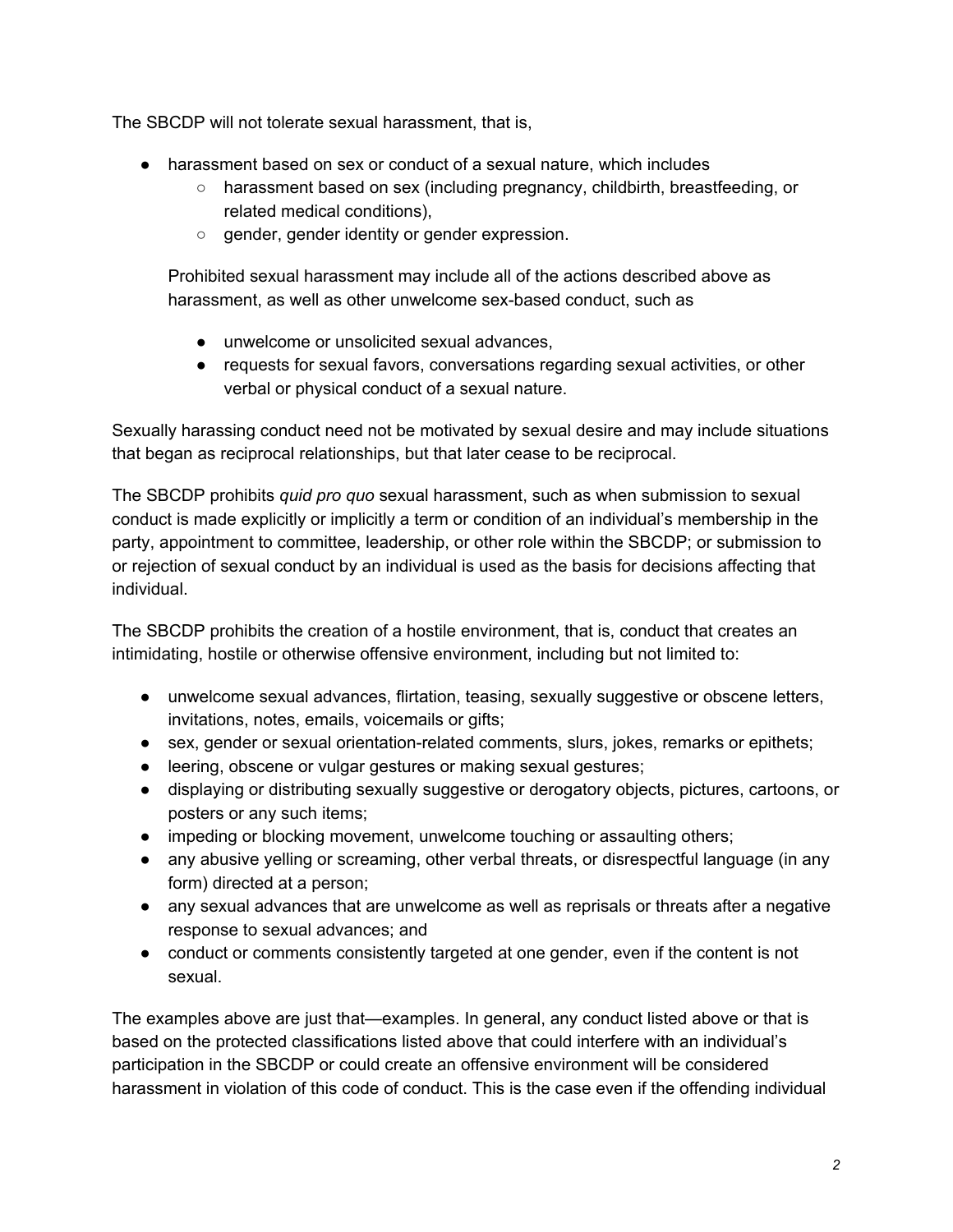The SBCDP will not tolerate sexual harassment, that is,

- harassment based on sex or conduct of a sexual nature, which includes
  - harassment based on sex (including pregnancy, childbirth, breastfeeding, or related medical conditions),
  - gender, gender identity or gender expression.

  Prohibited sexual harassment may include all of the actions described above as harassment, as well as other unwelcome sex-based conduct, such as

  - unwelcome or unsolicited sexual advances,
  - requests for sexual favors, conversations regarding sexual activities, or other verbal or physical conduct of a sexual nature.

Sexually harassing conduct need not be motivated by sexual desire and may include situations that began as reciprocal relationships, but that later cease to be reciprocal.

The SBCDP prohibits *quid pro quo* sexual harassment, such as when submission to sexual conduct is made explicitly or implicitly a term or condition of an individual's membership in the party, appointment to committee, leadership, or other role within the SBCDP; or submission to or rejection of sexual conduct by an individual is used as the basis for decisions affecting that individual.

The SBCDP prohibits the creation of a hostile environment, that is, conduct that creates an intimidating, hostile or otherwise offensive environment, including but not limited to:

- unwelcome sexual advances, flirtation, teasing, sexually suggestive or obscene letters, invitations, notes, emails, voicemails or gifts;
- sex, gender or sexual orientation-related comments, slurs, jokes, remarks or epithets;
- leering, obscene or vulgar gestures or making sexual gestures;
- displaying or distributing sexually suggestive or derogatory objects, pictures, cartoons, or posters or any such items;
- impeding or blocking movement, unwelcome touching or assaulting others;
- any abusive yelling or screaming, other verbal threats, or disrespectful language (in any form) directed at a person;
- any sexual advances that are unwelcome as well as reprisals or threats after a negative response to sexual advances; and
- conduct or comments consistently targeted at one gender, even if the content is not sexual.

The examples above are just that—examples. In general, any conduct listed above or that is based on the protected classifications listed above that could interfere with an individual's participation in the SBCDP or could create an offensive environment will be considered harassment in violation of this code of conduct. This is the case even if the offending individual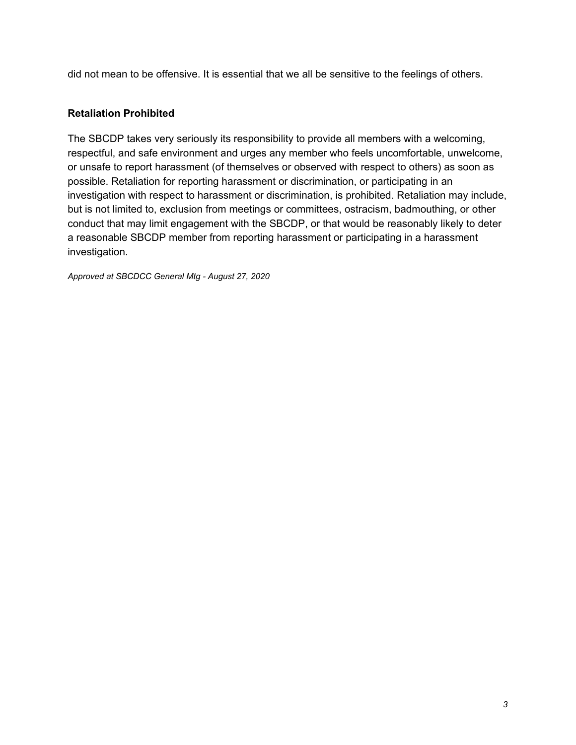did not mean to be offensive. It is essential that we all be sensitive to the feelings of others.

**Retaliation Prohibited**

The SBCDP takes very seriously its responsibility to provide all members with a welcoming, respectful, and safe environment and urges any member who feels uncomfortable, unwelcome, or unsafe to report harassment (of themselves or observed with respect to others) as soon as possible. Retaliation for reporting harassment or discrimination, or participating in an investigation with respect to harassment or discrimination, is prohibited. Retaliation may include, but is not limited to, exclusion from meetings or committees, ostracism, badmouthing, or other conduct that may limit engagement with the SBCDP, or that would be reasonably likely to deter a reasonable SBCDP member from reporting harassment or participating in a harassment investigation.

*Approved at SBCDCC General Mtg - August 27, 2020*